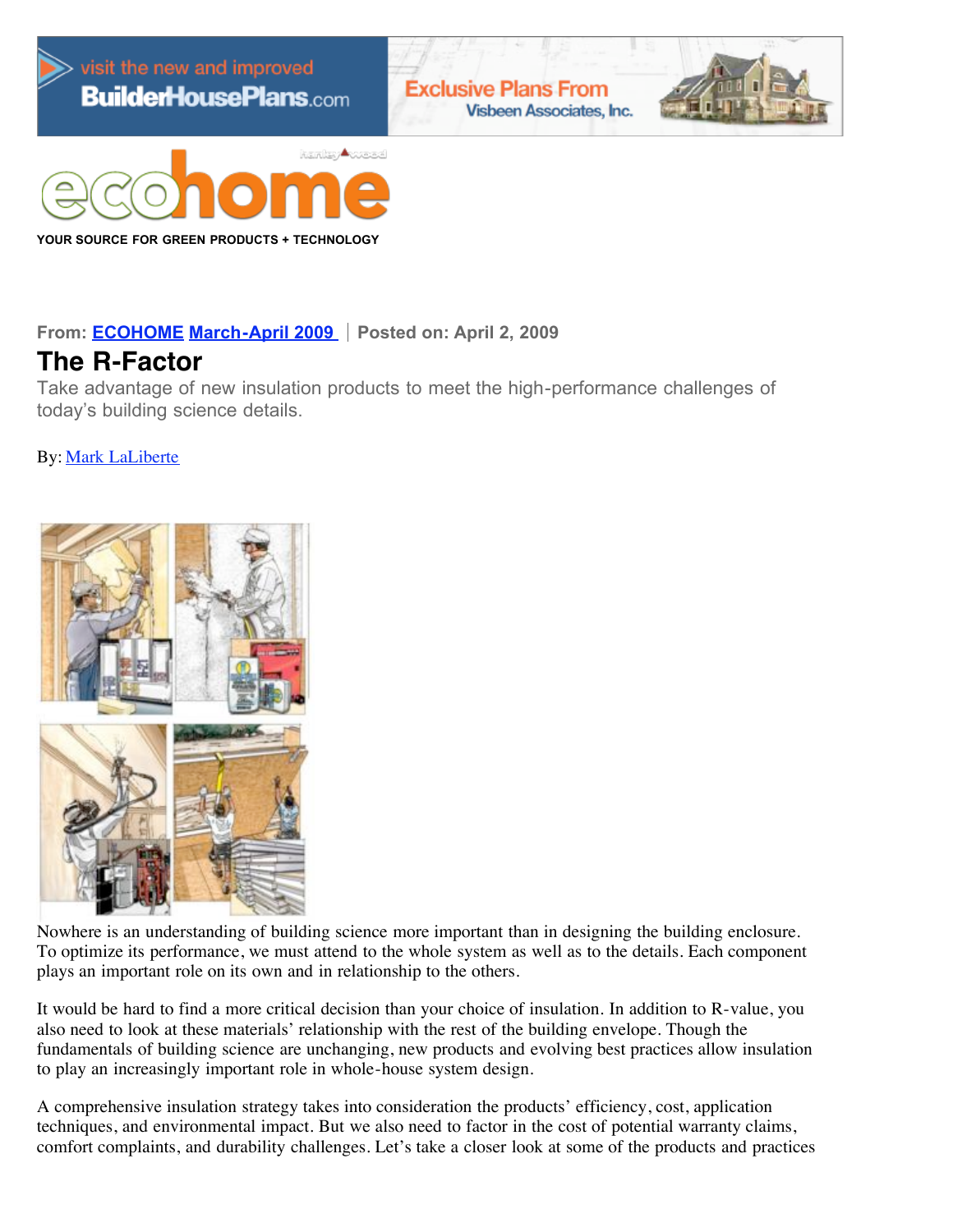YOUR SOURCE FOR GREEN PRODUCTS + TECHNOLOGY

From: **ECOHOME March-April 2009** | Posted on: April 2, 2009

# The R-Factor

Take advantage of new insulation products to meet the high-performance challenges of today's building science details.

By: Mark LaLiberte

Nowhere is an understanding of building science more important than in designing the building enclosure. To optimize its performance, we must attend to the whole system as well as to the details. Each component plays an important role on its own and in relationship to the others.

It would be hard to find a more critical decision than your choice of insulation. In addition to R-value, you also need to look at these materials' relationship with the rest of the building envelope. Though the fundamentals of building science are unchanging, new products and evolving best practices allow insulation to play an increasingly important role in whole-house system design.

A comprehensive insulation strategy takes into consideration the products' efficiency, cost, application techniques, and environmental impact. But we also need to factor in the cost of potential warranty claims, comfort complaints, and durability challenges. Let's take a closer look at some of the products and practices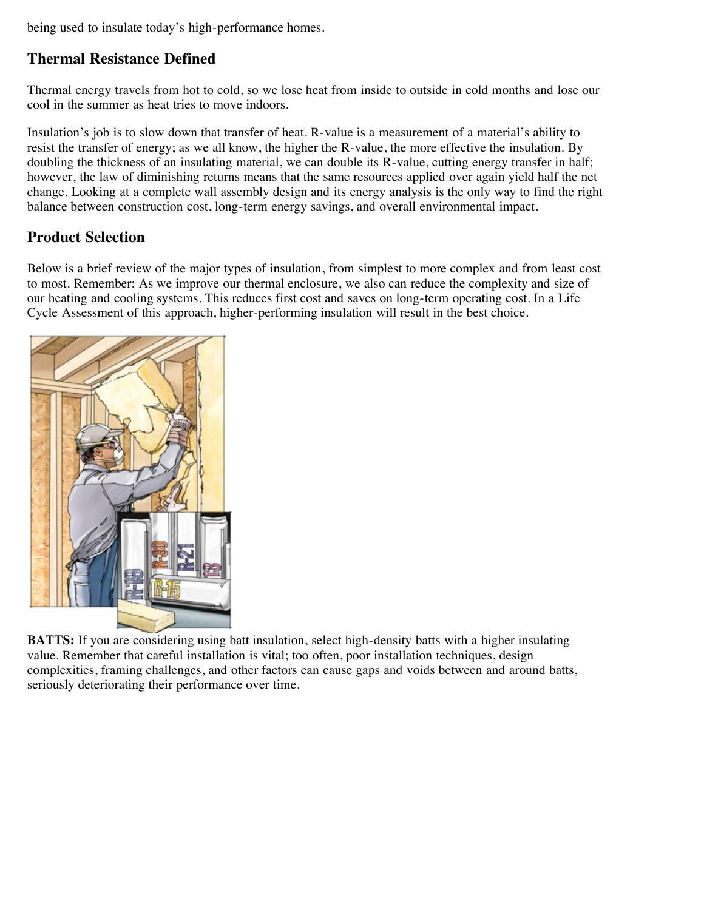being used to insulate today's high-performance homes.

## Thermal Resistance Defined

Thermal energy travels from hot to cold, so we lose heat from inside to outside in cold months and lose our cool in the summer as heat tries to move indoors.

Insulation's job is to slow down that transfer of heat. R-value is a measurement of a material's ability to resist the transfer of energy; as we all know, the higher the R-value, the more effective the insulation. By doubling the thickness of an insulating material, we can double its R-value, cutting energy transfer in half; however, the law of diminishing returns means that the same resources applied over again yield half the net change. Looking at a complete wall assembly design and its energy analysis is the only way to find the right balance between construction cost, long-term energy savings, and overall environmental impact.

## Product Selection

Below is a brief review of the major types of insulation, from simplest to more complex and from least cost to most. Remember: As we improve our thermal enclosure, we also can reduce the complexity and size of our heating and cooling systems. This reduces first cost and saves on long-term operating cost. In a Life Cycle Assessment of this approach, higher-performing insulation will result in the best choice.

**BATTS:** If you are considering using batt insulation, select high-density batts with a higher insulating value. Remember that careful installation is vital; too often, poor installation techniques, design complexities, framing challenges, and other factors can cause gaps and voids between and around batts, seriously deteriorating their performance over time.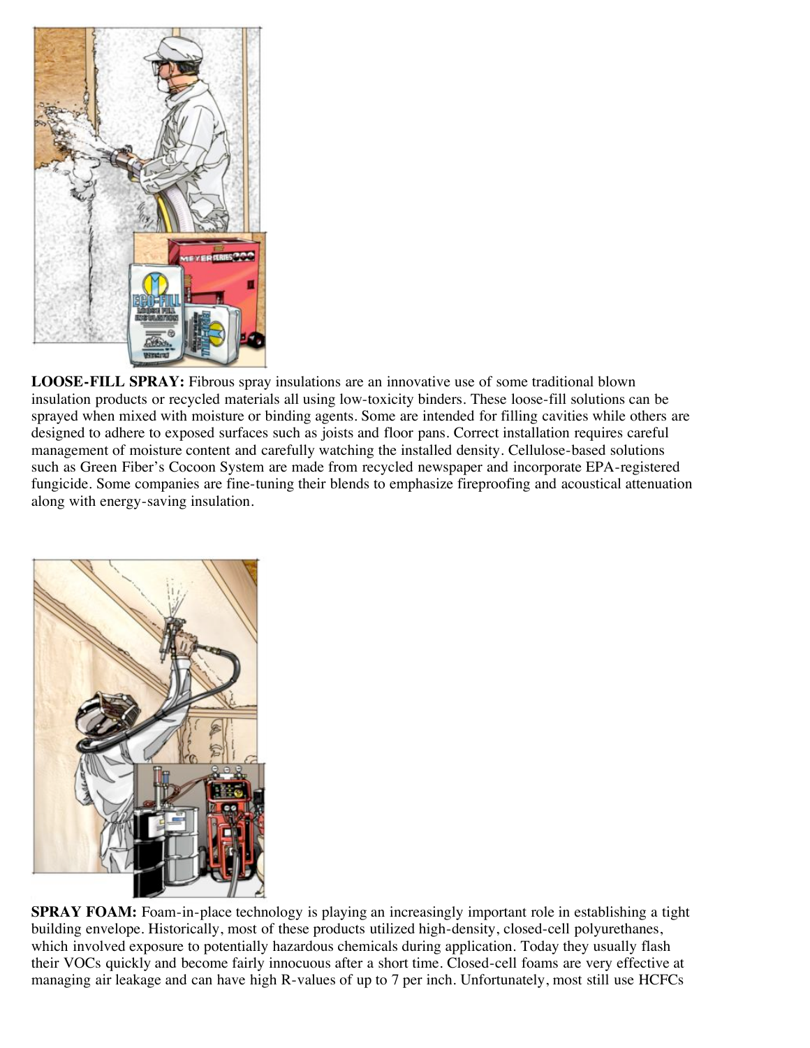**LOOSE-FILL SPRAY:** Fibrous spray insulations are an innovative use of some traditional blown insulation products or recycled materials all using low-toxicity binders. These loose-fill solutions can be sprayed when mixed with moisture or binding agents. Some are intended for filling cavities while others are designed to adhere to exposed surfaces such as joists and floor pans. Correct installation requires careful management of moisture content and carefully watching the installed density. Cellulose-based solutions such as Green Fiber's Cocoon System are made from recycled newspaper and incorporate EPA-registered fungicide. Some companies are fine-tuning their blends to emphasize fireproofing and acoustical attenuation along with energy-saving insulation.

**SPRAY FOAM:** Foam-in-place technology is playing an increasingly important role in establishing a tight building envelope. Historically, most of these products utilized high-density, closed-cell polyurethanes, which involved exposure to potentially hazardous chemicals during application. Today they usually flash their VOCs quickly and become fairly innocuous after a short time. Closed-cell foams are very effective at managing air leakage and can have high R-values of up to 7 per inch. Unfortunately, most still use HCFCs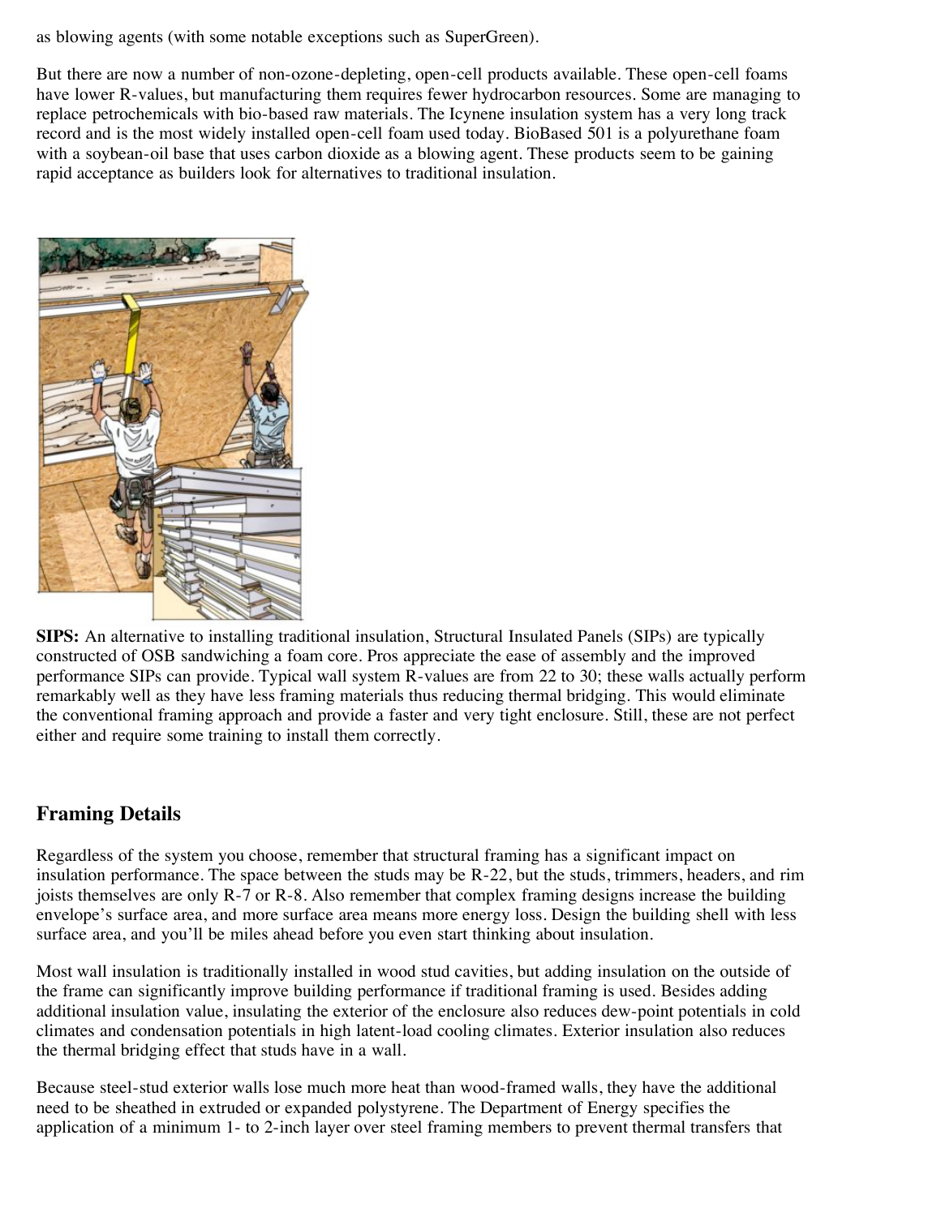as blowing agents (with some notable exceptions such as SuperGreen).

But there are now a number of non-ozone-depleting, open-cell products available. These open-cell foams have lower R-values, but manufacturing them requires fewer hydrocarbon resources. Some are managing to replace petrochemicals with bio-based raw materials. The Icynene insulation system has a very long track record and is the most widely installed open-cell foam used today. BioBased 501 is a polyurethane foam with a soybean-oil base that uses carbon dioxide as a blowing agent. These products seem to be gaining rapid acceptance as builders look for alternatives to traditional insulation.

**SIPS:** An alternative to installing traditional insulation, Structural Insulated Panels (SIPs) are typically constructed of OSB sandwiching a foam core. Pros appreciate the ease of assembly and the improved performance SIPs can provide. Typical wall system R-values are from 22 to 30; these walls actually perform remarkably well as they have less framing materials thus reducing thermal bridging. This would eliminate the conventional framing approach and provide a faster and very tight enclosure. Still, these are not perfect either and require some training to install them correctly.

## Framing Details

Regardless of the system you choose, remember that structural framing has a significant impact on insulation performance. The space between the studs may be R-22, but the studs, trimmers, headers, and rim joists themselves are only R-7 or R-8. Also remember that complex framing designs increase the building envelope's surface area, and more surface area means more energy loss. Design the building shell with less surface area, and you'll be miles ahead before you even start thinking about insulation.

Most wall insulation is traditionally installed in wood stud cavities, but adding insulation on the outside of the frame can significantly improve building performance if traditional framing is used. Besides adding additional insulation value, insulating the exterior of the enclosure also reduces dew-point potentials in cold climates and condensation potentials in high latent-load cooling climates. Exterior insulation also reduces the thermal bridging effect that studs have in a wall.

Because steel-stud exterior walls lose much more heat than wood-framed walls, they have the additional need to be sheathed in extruded or expanded polystyrene. The Department of Energy specifies the application of a minimum 1- to 2-inch layer over steel framing members to prevent thermal transfers that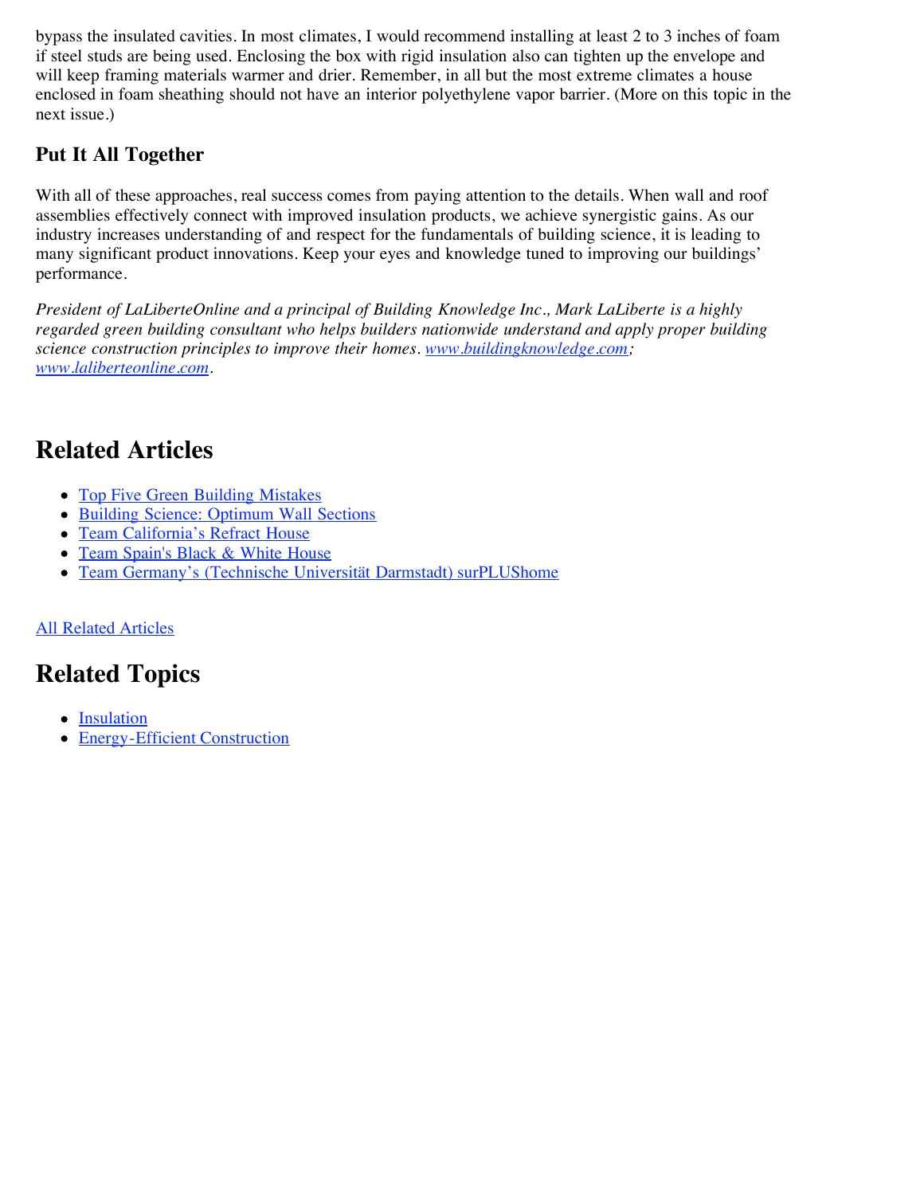bypass the insulated cavities. In most climates, I would recommend installing at least 2 to 3 inches of foam if steel studs are being used. Enclosing the box with rigid insulation also can tighten up the envelope and will keep framing materials warmer and drier. Remember, in all but the most extreme climates a house enclosed in foam sheathing should not have an interior polyethylene vapor barrier. (More on this topic in the next issue.)

### Put It All Together

With all of these approaches, real success comes from paying attention to the details. When wall and roof assemblies effectively connect with improved insulation products, we achieve synergistic gains. As our industry increases understanding of and respect for the fundamentals of building science, it is leading to many significant product innovations. Keep your eyes and knowledge tuned to improving our buildings' performance.

*President of LaLiberteOnline and a principal of Building Knowledge Inc., Mark LaLiberte is a highly regarded green building consultant who helps builders nationwide understand and apply proper building science construction principles to improve their homes. [www.buildingknowledge.com](www.buildingknowledge.com); [www.laliberteonline.com](www.laliberteonline.com).*

## Related Articles

- Top Five Green Building Mistakes
- Building Science: Optimum Wall Sections
- Team California's Refract House
- Team Spain's Black & White House
- Team Germany's (Technische Universität Darmstadt) surPLUShome

All Related Articles

## Related Topics

- Insulation
- Energy-Efficient Construction